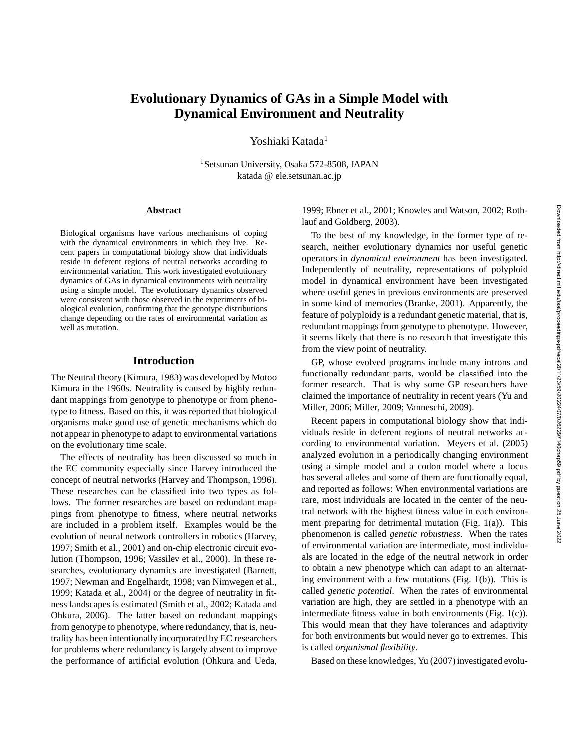# Evolutionary Dynamics of GAs in a Simple Model with Dynamical Environment and Neutrality

Yoshiaki Katada[1]

[1]Setsunan University, Osaka 572-8508, JAPAN
katada @ ele.setsunan.ac.jp

## Abstract

Biological organisms have various mechanisms of coping with the dynamical environments in which they live. Recent papers in computational biology show that individuals reside in deferent regions of neutral networks according to environmental variation. This work investigated evolutionary dynamics of GAs in dynamical environments with neutrality using a simple model. The evolutionary dynamics observed were consistent with those observed in the experiments of biological evolution, confirming that the genotype distributions change depending on the rates of environmental variation as well as mutation.

## Introduction

The Neutral theory (Kimura, 1983) was developed by Motoo Kimura in the 1960s. Neutrality is caused by highly redundant mappings from genotype to phenotype or from phenotype to fitness. Based on this, it was reported that biological organisms make good use of genetic mechanisms which do not appear in phenotype to adapt to environmental variations on the evolutionary time scale.

The effects of neutrality has been discussed so much in the EC community especially since Harvey introduced the concept of neutral networks (Harvey and Thompson, 1996). These researches can be classified into two types as follows. The former researches are based on redundant mappings from phenotype to fitness, where neutral networks are included in a problem itself. Examples would be the evolution of neural network controllers in robotics (Harvey, 1997; Smith et al., 2001) and on-chip electronic circuit evolution (Thompson, 1996; Vassilev et al., 2000). In these researches, evolutionary dynamics are investigated (Barnett, 1997; Newman and Engelhardt, 1998; van Nimwegen et al., 1999; Katada et al., 2004) or the degree of neutrality in fitness landscapes is estimated (Smith et al., 2002; Katada and Ohkura, 2006). The latter based on redundant mappings from genotype to phenotype, where redundancy, that is, neutrality has been intentionally incorporated by EC researchers for problems where redundancy is largely absent to improve the performance of artificial evolution (Ohkura and Ueda, 1999; Ebner et al., 2001; Knowles and Watson, 2002; Rothlauf and Goldberg, 2003).

To the best of my knowledge, in the former type of research, neither evolutionary dynamics nor useful genetic operators in *dynamical environment* has been investigated. Independently of neutrality, representations of polyploid model in dynamical environment have been investigated where useful genes in previous environments are preserved in some kind of memories (Branke, 2001). Apparently, the feature of polyploidy is a redundant genetic material, that is, redundant mappings from genotype to phenotype. However, it seems likely that there is no research that investigate this from the view point of neutrality.

GP, whose evolved programs include many introns and functionally redundant parts, would be classified into the former research. That is why some GP researchers have claimed the importance of neutrality in recent years (Yu and Miller, 2006; Miller, 2009; Vanneschi, 2009).

Recent papers in computational biology show that individuals reside in deferent regions of neutral networks according to environmental variation. Meyers et al. (2005) analyzed evolution in a periodically changing environment using a simple model and a codon model where a locus has several alleles and some of them are functionally equal, and reported as follows: When environmental variations are rare, most individuals are located in the center of the neutral network with the highest fitness value in each environment preparing for detrimental mutation (Fig. 1(a)). This phenomenon is called *genetic robustness*. When the rates of environmental variation are intermediate, most individuals are located in the edge of the neutral network in order to obtain a new phenotype which can adapt to an alternating environment with a few mutations (Fig. 1(b)). This is called *genetic potential*. When the rates of environmental variation are high, they are settled in a phenotype with an intermediate fitness value in both environments (Fig. 1(c)). This would mean that they have tolerances and adaptivity for both environments but would never go to extremes. This is called *organismal flexibility*.

Based on these knowledges, Yu (2007) investigated evolu-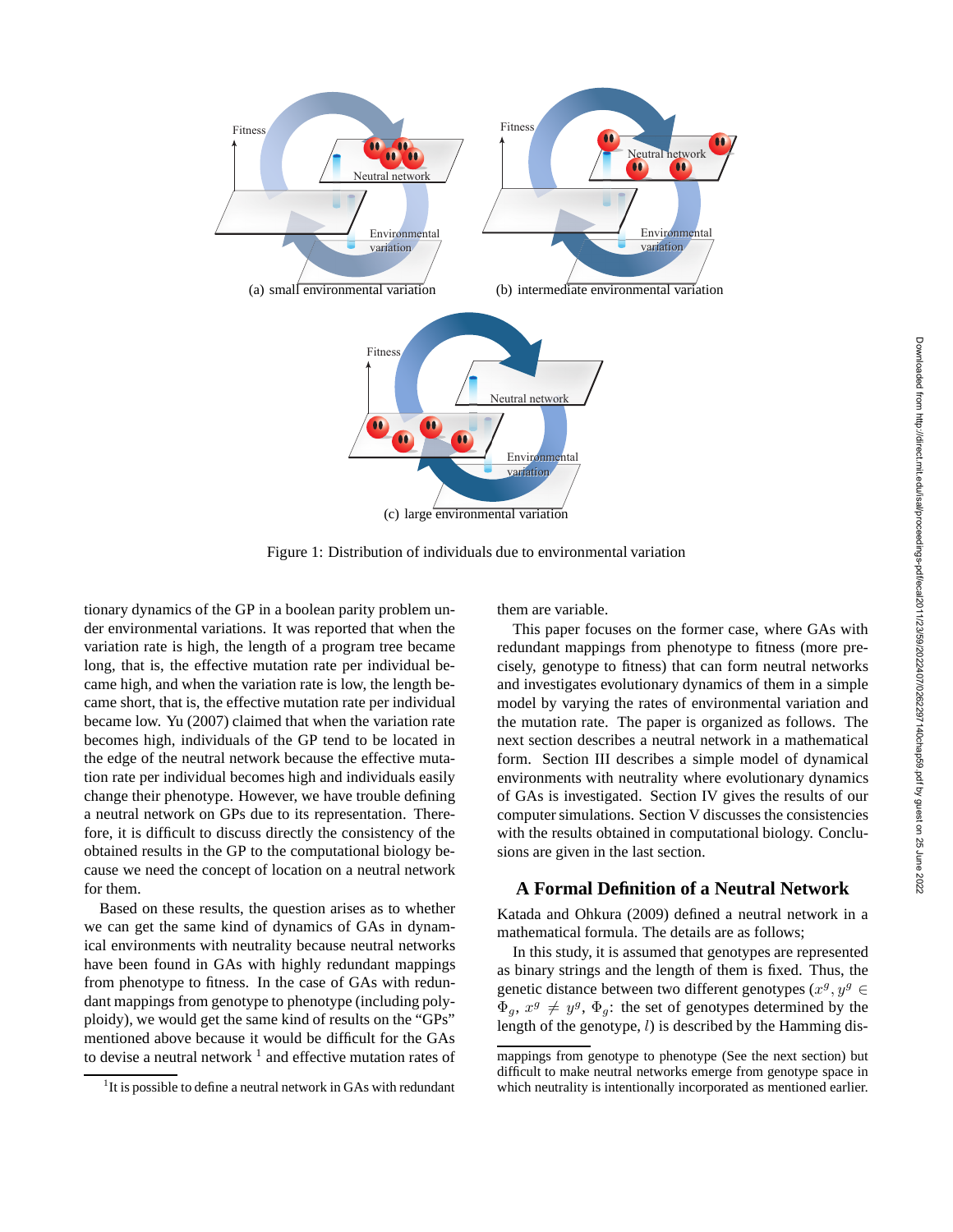(a) small environmental variation

(b) intermediate environmental variation

(c) large environmental variation

Figure 1: Distribution of individuals due to environmental variation

tionary dynamics of the GP in a boolean parity problem under environmental variations. It was reported that when the variation rate is high, the length of a program tree became long, that is, the effective mutation rate per individual became high, and when the variation rate is low, the length became short, that is, the effective mutation rate per individual became low. Yu (2007) claimed that when the variation rate becomes high, individuals of the GP tend to be located in the edge of the neutral network because the effective mutation rate per individual becomes high and individuals easily change their phenotype. However, we have trouble defining a neutral network on GPs due to its representation. Therefore, it is difficult to discuss directly the consistency of the obtained results in the GP to the computational biology because we need the concept of location on a neutral network for them.

Based on these results, the question arises as to whether we can get the same kind of dynamics of GAs in dynamical environments with neutrality because neutral networks have been found in GAs with highly redundant mappings from phenotype to fitness. In the case of GAs with redundant mappings from genotype to phenotype (including polyploidy), we would get the same kind of results on the "GPs" mentioned above because it would be difficult for the GAs to devise a neutral network [1] and effective mutation rates of them are variable.

This paper focuses on the former case, where GAs with redundant mappings from phenotype to fitness (more precisely, genotype to fitness) that can form neutral networks and investigates evolutionary dynamics of them in a simple model by varying the rates of environmental variation and the mutation rate. The paper is organized as follows. The next section describes a neutral network in a mathematical form. Section III describes a simple model of dynamical environments with neutrality where evolutionary dynamics of GAs is investigated. Section IV gives the results of our computer simulations. Section V discusses the consistencies with the results obtained in computational biology. Conclusions are given in the last section.

## A Formal Definition of a Neutral Network

Katada and Ohkura (2009) defined a neutral network in a mathematical formula. The details are as follows;

In this study, it is assumed that genotypes are represented as binary strings and the length of them is fixed. Thus, the genetic distance between two different genotypes ($x^g, y^g \in \Phi_g$, $x^g \neq y^g$, $\Phi_g$: the set of genotypes determined by the length of the genotype, $l$) is described by the Hamming dis-

[1] It is possible to define a neutral network in GAs with redundant mappings from genotype to phenotype (See the next section) but difficult to make neutral networks emerge from genotype space in which neutrality is intentionally incorporated as mentioned earlier.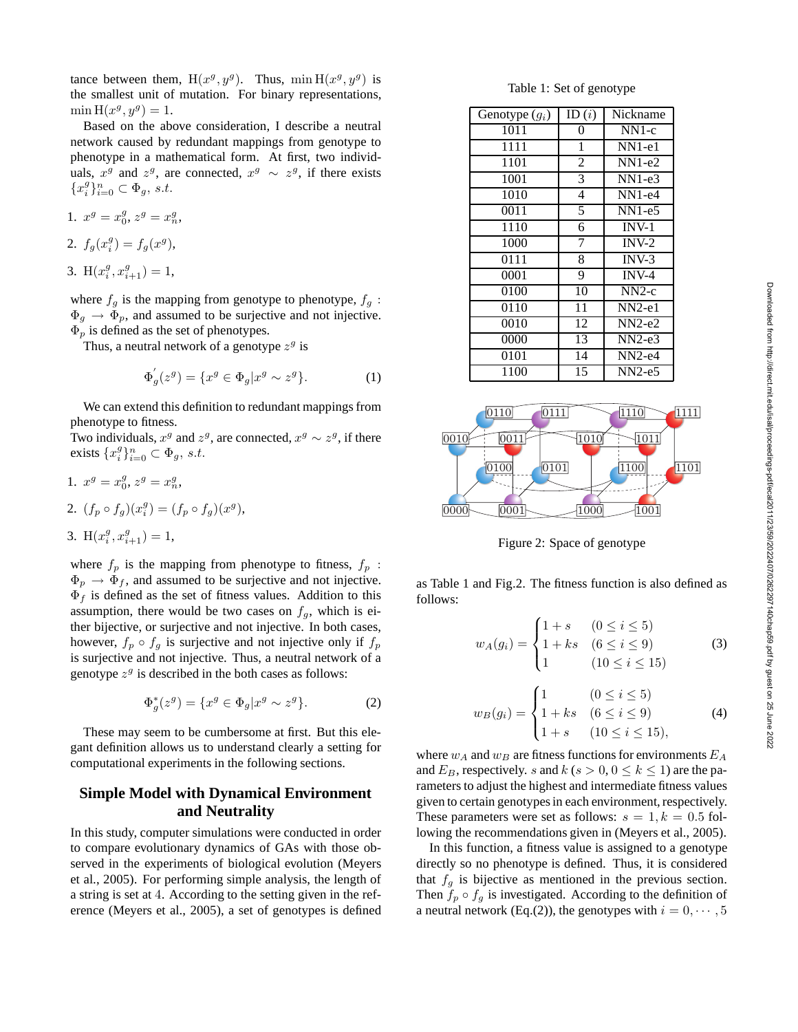tance between them, $\mathrm{H}(x^g, y^g)$. Thus, $\min \mathrm{H}(x^g, y^g)$ is the smallest unit of mutation. For binary representations, $\min \mathrm{H}(x^g, y^g) = 1$.

Based on the above consideration, I describe a neutral network caused by redundant mappings from genotype to phenotype in a mathematical form. At first, two individuals, $x^g$ and $z^g$, are connected, $x^g \sim z^g$, if there exists $\{x_i^g\}_{i=0}^n \subset \Phi_g$, $s.t.$

1. $x^g = x_0^g$, $z^g = x_n^g$,
2. $f_g(x_i^g) = f_g(x^g)$,
3. $\mathrm{H}(x_i^g, x_{i+1}^g) = 1$,

where $f_g$ is the mapping from genotype to phenotype, $f_g : \Phi_g \rightarrow \Phi_p$, and assumed to be surjective and not injective. $\Phi_p$ is defined as the set of phenotypes.

Thus, a neutral network of a genotype $z^g$ is

$$\Phi_g^{'}(z^g) = \{x^g \in \Phi_g | x^g \sim z^g\}. \quad (1)$$

We can extend this definition to redundant mappings from phenotype to fitness.
Two individuals, $x^g$ and $z^g$, are connected, $x^g \sim z^g$, if there exists $\{x_i^g\}_{i=0}^n \subset \Phi_g$, $s.t.$

1. $x^g = x_0^g$, $z^g = x_n^g$,
2. $(f_p \circ f_g)(x_i^g) = (f_p \circ f_g)(x^g)$,
3. $\mathrm{H}(x_i^g, x_{i+1}^g) = 1$,

where $f_p$ is the mapping from phenotype to fitness, $f_p : \Phi_p \rightarrow \Phi_f$, and assumed to be surjective and not injective. $\Phi_f$ is defined as the set of fitness values. Addition to this assumption, there would be two cases on $f_g$, which is either bijective, or surjective and not injective. In both cases, however, $f_p \circ f_g$ is surjective and not injective only if $f_p$ is surjective and not injective. Thus, a neutral network of a genotype $z^g$ is described in the both cases as follows:

$$\Phi_g^{*}(z^g) = \{x^g \in \Phi_g | x^g \sim z^g\}. \quad (2)$$

These may seem to be cumbersome at first. But this elegant definition allows us to understand clearly a setting for computational experiments in the following sections.

## Simple Model with Dynamical Environment and Neutrality

In this study, computer simulations were conducted in order to compare evolutionary dynamics of GAs with those observed in the experiments of biological evolution (Meyers et al., 2005). For performing simple analysis, the length of a string is set at 4. According to the setting given in the reference (Meyers et al., 2005), a set of genotypes is defined as Table 1 and Fig.2. The fitness function is also defined as follows:

Table 1: Set of genotype

| Genotype ($g_i$) | ID ($i$) | Nickname |
|---|---|---|
| 1011 | 0 | NN1-c |
| 1111 | 1 | NN1-e1 |
| 1101 | 2 | NN1-e2 |
| 1001 | 3 | NN1-e3 |
| 1010 | 4 | NN1-e4 |
| 0011 | 5 | NN1-e5 |
| 1110 | 6 | INV-1 |
| 1000 | 7 | INV-2 |
| 0111 | 8 | INV-3 |
| 0001 | 9 | INV-4 |
| 0100 | 10 | NN2-c |
| 0110 | 11 | NN2-e1 |
| 0010 | 12 | NN2-e2 |
| 0000 | 13 | NN2-e3 |
| 0101 | 14 | NN2-e4 |
| 1100 | 15 | NN2-e5 |

Figure 2: Space of genotype

$$w_A(g_i) = \begin{cases} 1+s & (0 \leq i \leq 5) \\ 1+ks & (6 \leq i \leq 9) \\ 1 & (10 \leq i \leq 15) \end{cases} \quad (3)$$

$$w_B(g_i) = \begin{cases} 1 & (0 \leq i \leq 5) \\ 1+ks & (6 \leq i \leq 9) \\ 1+s & (10 \leq i \leq 15), \end{cases} \quad (4)$$

where $w_A$ and $w_B$ are fitness functions for environments $E_A$ and $E_B$, respectively. $s$ and $k$ ($s > 0, 0 \leq k \leq 1$) are the parameters to adjust the highest and intermediate fitness values given to certain genotypes in each environment, respectively. These parameters were set as follows: $s = 1, k = 0.5$ following the recommendations given in (Meyers et al., 2005).

In this function, a fitness value is assigned to a genotype directly so no phenotype is defined. Thus, it is considered that $f_g$ is bijective as mentioned in the previous section. Then $f_p \circ f_g$ is investigated. According to the definition of a neutral network (Eq.(2)), the genotypes with $i = 0, \cdots, 5$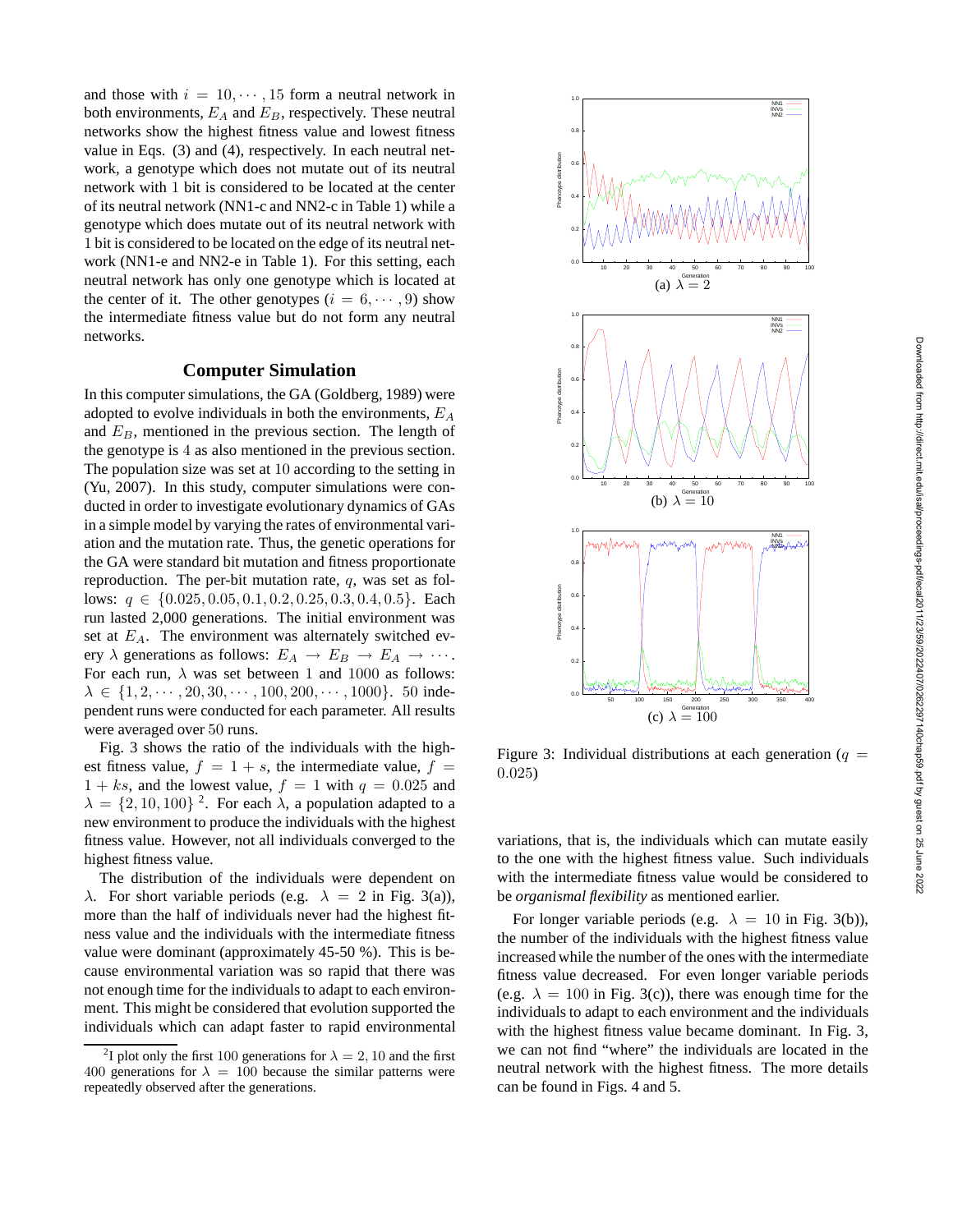and those with $i = 10, \cdots, 15$ form a neutral network in both environments, $E_A$ and $E_B$, respectively. These neutral networks show the highest fitness value and lowest fitness value in Eqs. (3) and (4), respectively. In each neutral network, a genotype which does not mutate out of its neutral network with 1 bit is considered to be located at the center of its neutral network (NN1-c and NN2-c in Table 1) while a genotype which does mutate out of its neutral network with 1 bit is considered to be located on the edge of its neutral network (NN1-e and NN2-e in Table 1). For this setting, each neutral network has only one genotype which is located at the center of it. The other genotypes ($i = 6, \cdots, 9$) show the intermediate fitness value but do not form any neutral networks.

## Computer Simulation

In this computer simulations, the GA (Goldberg, 1989) were adopted to evolve individuals in both the environments, $E_A$ and $E_B$, mentioned in the previous section. The length of the genotype is 4 as also mentioned in the previous section. The population size was set at 10 according to the setting in (Yu, 2007). In this study, computer simulations were conducted in order to investigate evolutionary dynamics of GAs in a simple model by varying the rates of environmental variation and the mutation rate. Thus, the genetic operations for the GA were standard bit mutation and fitness proportionate reproduction. The per-bit mutation rate, $q$, was set as follows: $q \in \{0.025, 0.05, 0.1, 0.2, 0.25, 0.3, 0.4, 0.5\}$. Each run lasted 2,000 generations. The initial environment was set at $E_A$. The environment was alternately switched every $\lambda$ generations as follows: $E_A \rightarrow E_B \rightarrow E_A \rightarrow \cdots$. For each run, $\lambda$ was set between 1 and 1000 as follows: $\lambda \in \{1, 2, \cdots, 20, 30, \cdots, 100, 200, \cdots, 1000\}$. 50 independent runs were conducted for each parameter. All results were averaged over 50 runs.

Fig. 3 shows the ratio of the individuals with the highest fitness value, $f = 1 + s$, the intermediate value, $f = 1 + ks$, and the lowest value, $f = 1$ with $q = 0.025$ and $\lambda = \{2, 10, 100\}$ [2]. For each $\lambda$, a population adapted to a new environment to produce the individuals with the highest fitness value. However, not all individuals converged to the highest fitness value.

The distribution of the individuals were dependent on $\lambda$. For short variable periods (e.g. $\lambda = 2$ in Fig. 3(a)), more than the half of individuals never had the highest fitness value and the individuals with the intermediate fitness value were dominant (approximately 45-50 %). This is because environmental variation was so rapid that there was not enough time for the individuals to adapt to each environment. This might be considered that evolution supported the individuals which can adapt faster to rapid environmental variations, that is, the individuals which can mutate easily to the one with the highest fitness value. Such individuals with the intermediate fitness value would be considered to be *organismal flexibility* as mentioned earlier.

For longer variable periods (e.g. $\lambda = 10$ in Fig. 3(b)), the number of the individuals with the highest fitness value increased while the number of the ones with the intermediate fitness value decreased. For even longer variable periods (e.g. $\lambda = 100$ in Fig. 3(c)), there was enough time for the individuals to adapt to each environment and the individuals with the highest fitness value became dominant. In Fig. 3, we can not find "where" the individuals are located in the neutral network with the highest fitness. The more details can be found in Figs. 4 and 5.

(a) $\lambda = 2$

(b) $\lambda = 10$

(c) $\lambda = 100$

Figure 3: Individual distributions at each generation ($q = 0.025$)

[2] I plot only the first 100 generations for $\lambda = 2, 10$ and the first 400 generations for $\lambda = 100$ because the similar patterns were repeatedly observed after the generations.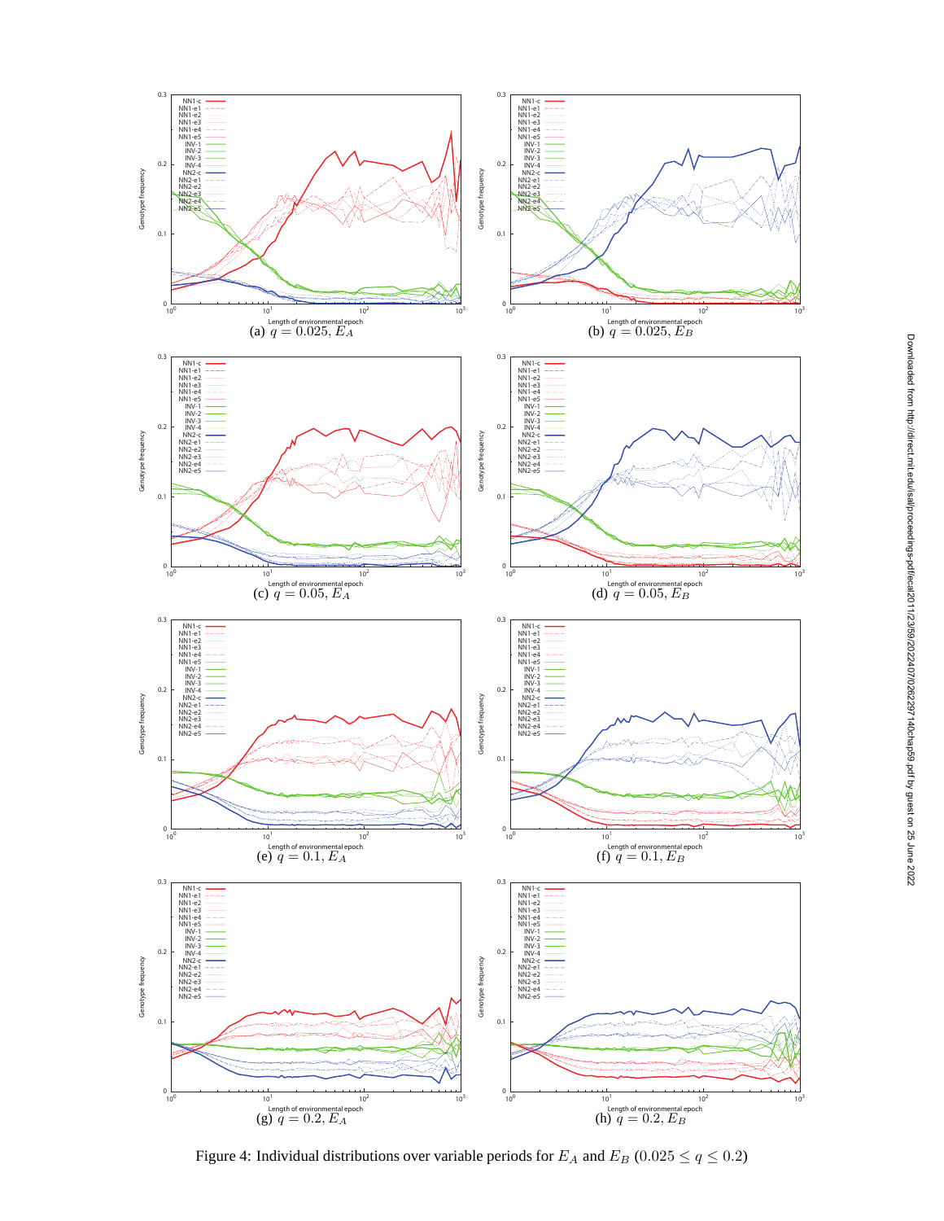(a) $q = 0.025, E_A$

(b) $q = 0.025, E_B$

(c) $q = 0.05, E_A$

(d) $q = 0.05, E_B$

(e) $q = 0.1, E_A$

(f) $q = 0.1, E_B$

(g) $q = 0.2, E_A$

(h) $q = 0.2, E_B$

Figure 4: Individual distributions over variable periods for $E_A$ and $E_B$ ($0.025 \leq q \leq 0.2$)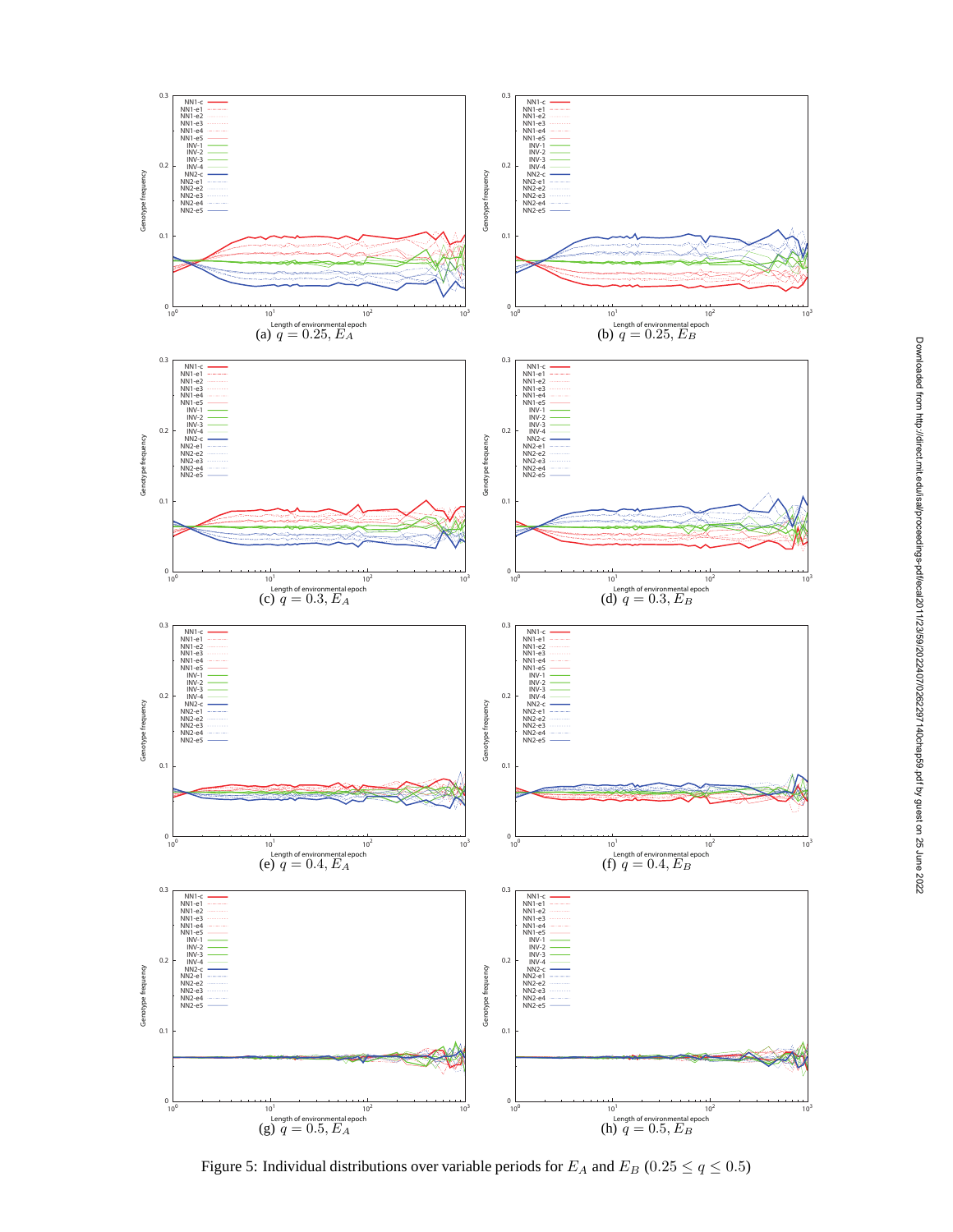(a) $q = 0.25$, $E_A$

(b) $q = 0.25$, $E_B$

(c) $q = 0.3$, $E_A$

(d) $q = 0.3$, $E_B$

(e) $q = 0.4$, $E_A$

(f) $q = 0.4$, $E_B$

(g) $q = 0.5$, $E_A$

(h) $q = 0.5$, $E_B$

Figure 5: Individual distributions over variable periods for $E_A$ and $E_B$ ($0.25 \leq q \leq 0.5$)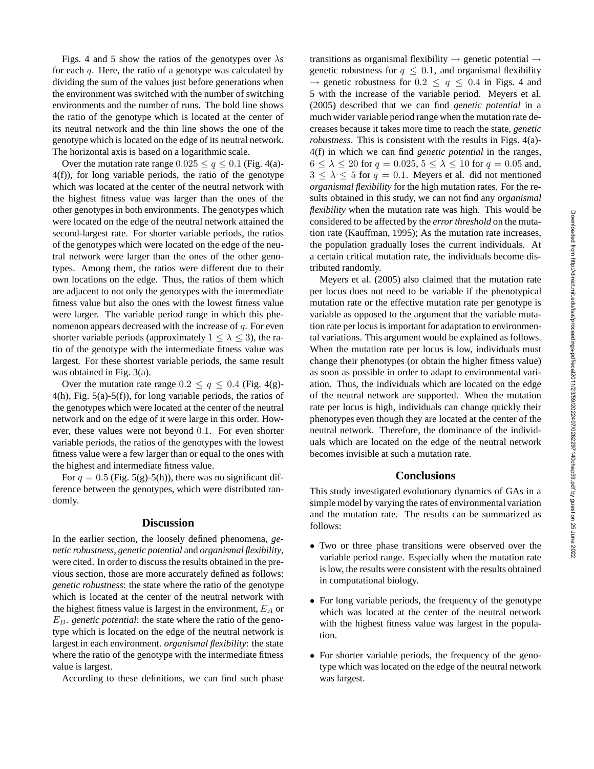Figs. 4 and 5 show the ratios of the genotypes over $\lambda$s for each $q$. Here, the ratio of a genotype was calculated by dividing the sum of the values just before generations when the environment was switched with the number of switching environments and the number of runs. The bold line shows the ratio of the genotype which is located at the center of its neutral network and the thin line shows the one of the genotype which is located on the edge of its neutral network. The horizontal axis is based on a logarithmic scale.

Over the mutation rate range $0.025 \leq q \leq 0.1$ (Fig. 4(a)-4(f)), for long variable periods, the ratio of the genotype which was located at the center of the neutral network with the highest fitness value was larger than the ones of the other genotypes in both environments. The genotypes which were located on the edge of the neutral network attained the second-largest rate. For shorter variable periods, the ratios of the genotypes which were located on the edge of the neutral network were larger than the ones of the other genotypes. Among them, the ratios were different due to their own locations on the edge. Thus, the ratios of them which are adjacent to not only the genotypes with the intermediate fitness value but also the ones with the lowest fitness value were larger. The variable period range in which this phenomenon appears decreased with the increase of $q$. For even shorter variable periods (approximately $1 \leq \lambda \leq 3$), the ratio of the genotype with the intermediate fitness value was largest. For these shortest variable periods, the same result was obtained in Fig. 3(a).

Over the mutation rate range $0.2 \leq q \leq 0.4$ (Fig. 4(g)-4(h), Fig. 5(a)-5(f)), for long variable periods, the ratios of the genotypes which were located at the center of the neutral network and on the edge of it were large in this order. However, these values were not beyond $0.1$. For even shorter variable periods, the ratios of the genotypes with the lowest fitness value were a few larger than or equal to the ones with the highest and intermediate fitness value.

For $q = 0.5$ (Fig. 5(g)-5(h)), there was no significant difference between the genotypes, which were distributed randomly.

## Discussion

In the earlier section, the loosely defined phenomena, *genetic robustness*, *genetic potential* and *organismal flexibility*, were cited. In order to discuss the results obtained in the previous section, those are more accurately defined as follows: *genetic robustness*: the state where the ratio of the genotype which is located at the center of the neutral network with the highest fitness value is largest in the environment, $E_A$ or $E_B$. *genetic potential*: the state where the ratio of the genotype which is located on the edge of the neutral network is largest in each environment. *organismal flexibility*: the state where the ratio of the genotype with the intermediate fitness value is largest.

According to these definitions, we can find such phase transitions as organismal flexibility $\rightarrow$ genetic potential $\rightarrow$ genetic robustness for $q \leq 0.1$, and organismal flexibility $\rightarrow$ genetic robustness for $0.2 \leq q \leq 0.4$ in Figs. 4 and 5 with the increase of the variable period. Meyers et al. (2005) described that we can find *genetic potential* in a much wider variable period range when the mutation rate decreases because it takes more time to reach the state, *genetic robustness*. This is consistent with the results in Figs. 4(a)-4(f) in which we can find *genetic potential* in the ranges, $6 \leq \lambda \leq 20$ for $q = 0.025$, $5 \leq \lambda \leq 10$ for $q = 0.05$ and, $3 \leq \lambda \leq 5$ for $q = 0.1$. Meyers et al. did not mentioned *organismal flexibility* for the high mutation rates. For the results obtained in this study, we can not find any *organismal flexibility* when the mutation rate was high. This would be considered to be affected by the *error threshold* on the mutation rate (Kauffman, 1995); As the mutation rate increases, the population gradually loses the current individuals. At a certain critical mutation rate, the individuals become distributed randomly.

Meyers et al. (2005) also claimed that the mutation rate per locus does not need to be variable if the phenotypical mutation rate or the effective mutation rate per genotype is variable as opposed to the argument that the variable mutation rate per locus is important for adaptation to environmental variations. This argument would be explained as follows. When the mutation rate per locus is low, individuals must change their phenotypes (or obtain the higher fitness value) as soon as possible in order to adapt to environmental variation. Thus, the individuals which are located on the edge of the neutral network are supported. When the mutation rate per locus is high, individuals can change quickly their phenotypes even though they are located at the center of the neutral network. Therefore, the dominance of the individuals which are located on the edge of the neutral network becomes invisible at such a mutation rate.

## Conclusions

This study investigated evolutionary dynamics of GAs in a simple model by varying the rates of environmental variation and the mutation rate. The results can be summarized as follows:

- Two or three phase transitions were observed over the variable period range. Especially when the mutation rate is low, the results were consistent with the results obtained in computational biology.
- For long variable periods, the frequency of the genotype which was located at the center of the neutral network with the highest fitness value was largest in the population.
- For shorter variable periods, the frequency of the genotype which was located on the edge of the neutral network was largest.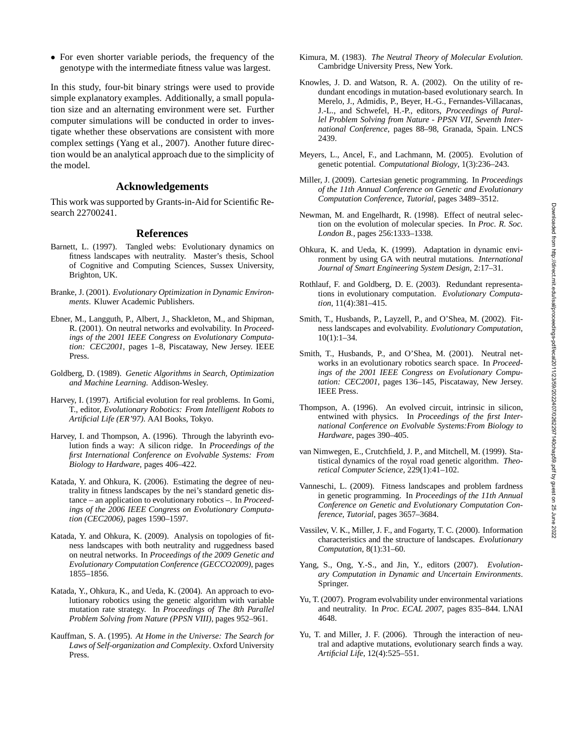- For even shorter variable periods, the frequency of the genotype with the intermediate fitness value was largest.

In this study, four-bit binary strings were used to provide simple explanatory examples. Additionally, a small population size and an alternating environment were set. Further computer simulations will be conducted in order to investigate whether these observations are consistent with more complex settings (Yang et al., 2007). Another future direction would be an analytical approach due to the simplicity of the model.

## Acknowledgements

This work was supported by Grants-in-Aid for Scientific Research 22700241.

## References

Barnett, L. (1997). Tangled webs: Evolutionary dynamics on fitness landscapes with neutrality. Master's thesis, School of Cognitive and Computing Sciences, Sussex University, Brighton, UK.

Branke, J. (2001). *Evolutionary Optimization in Dynamic Environments*. Kluwer Academic Publishers.

Ebner, M., Langguth, P., Albert, J., Shackleton, M., and Shipman, R. (2001). On neutral networks and evolvability. In *Proceedings of the 2001 IEEE Congress on Evolutionary Computation: CEC2001*, pages 1–8, Piscataway, New Jersey. IEEE Press.

Goldberg, D. (1989). *Genetic Algorithms in Search, Optimization and Machine Learning*. Addison-Wesley.

Harvey, I. (1997). Artificial evolution for real problems. In Gomi, T., editor, *Evolutionary Robotics: From Intelligent Robots to Artificial Life (ER'97)*. AAI Books, Tokyo.

Harvey, I. and Thompson, A. (1996). Through the labyrinth evolution finds a way: A silicon ridge. In *Proceedings of the first International Conference on Evolvable Systems: From Biology to Hardware*, pages 406–422.

Katada, Y. and Ohkura, K. (2006). Estimating the degree of neutrality in fitness landscapes by the nei's standard genetic distance – an application to evolutionary robotics –. In *Proceedings of the 2006 IEEE Congress on Evolutionary Computation (CEC2006)*, pages 1590–1597.

Katada, Y. and Ohkura, K. (2009). Analysis on topologies of fitness landscapes with both neutrality and ruggedness based on neutral networks. In *Proceedings of the 2009 Genetic and Evolutionary Computation Conference (GECCO2009)*, pages 1855–1856.

Katada, Y., Ohkura, K., and Ueda, K. (2004). An approach to evolutionary robotics using the genetic algorithm with variable mutation rate strategy. In *Proceedings of The 8th Parallel Problem Solving from Nature (PPSN VIII)*, pages 952–961.

Kauffman, S. A. (1995). *At Home in the Universe: The Search for Laws of Self-organization and Complexity*. Oxford University Press.

Kimura, M. (1983). *The Neutral Theory of Molecular Evolution*. Cambridge University Press, New York.

Knowles, J. D. and Watson, R. A. (2002). On the utility of redundant encodings in mutation-based evolutionary search. In Merelo, J., Admidis, P., Beyer, H.-G., Fernandes-Villacanas, J.-L., and Schwefel, H.-P., editors, *Proceedings of Parallel Problem Solving from Nature - PPSN VII, Seventh International Conference*, pages 88–98, Granada, Spain. LNCS 2439.

Meyers, L., Ancel, F., and Lachmann, M. (2005). Evolution of genetic potential. *Computational Biology*, 1(3):236–243.

Miller, J. (2009). Cartesian genetic programming. In *Proceedings of the 11th Annual Conference on Genetic and Evolutionary Computation Conference, Tutorial*, pages 3489–3512.

Newman, M. and Engelhardt, R. (1998). Effect of neutral selection on the evolution of molecular species. In *Proc. R. Soc. London B.*, pages 256:1333–1338.

Ohkura, K. and Ueda, K. (1999). Adaptation in dynamic environment by using GA with neutral mutations. *International Journal of Smart Engineering System Design*, 2:17–31.

Rothlauf, F. and Goldberg, D. E. (2003). Redundant representations in evolutionary computation. *Evolutionary Computation*, 11(4):381–415.

Smith, T., Husbands, P., Layzell, P., and O'Shea, M. (2002). Fitness landscapes and evolvability. *Evolutionary Computation*, 10(1):1–34.

Smith, T., Husbands, P., and O'Shea, M. (2001). Neutral networks in an evolutionary robotics search space. In *Proceedings of the 2001 IEEE Congress on Evolutionary Computation: CEC2001*, pages 136–145, Piscataway, New Jersey. IEEE Press.

Thompson, A. (1996). An evolved circuit, intrinsic in silicon, entwined with physics. In *Proceedings of the first International Conference on Evolvable Systems:From Biology to Hardware*, pages 390–405.

van Nimwegen, E., Crutchfield, J. P., and Mitchell, M. (1999). Statistical dynamics of the royal road genetic algorithm. *Theoretical Computer Science*, 229(1):41–102.

Vanneschi, L. (2009). Fitness landscapes and problem fardness in genetic programming. In *Proceedings of the 11th Annual Conference on Genetic and Evolutionary Computation Conference, Tutorial*, pages 3657–3684.

Vassilev, V. K., Miller, J. F., and Fogarty, T. C. (2000). Information characteristics and the structure of landscapes. *Evolutionary Computation*, 8(1):31–60.

Yang, S., Ong, Y.-S., and Jin, Y., editors (2007). *Evolutionary Computation in Dynamic and Uncertain Environments*. Springer.

Yu, T. (2007). Program evolvability under environmental variations and neutrality. In *Proc. ECAL 2007*, pages 835–844. LNAI 4648.

Yu, T. and Miller, J. F. (2006). Through the interaction of neutral and adaptive mutations, evolutionary search finds a way. *Artificial Life*, 12(4):525–551.